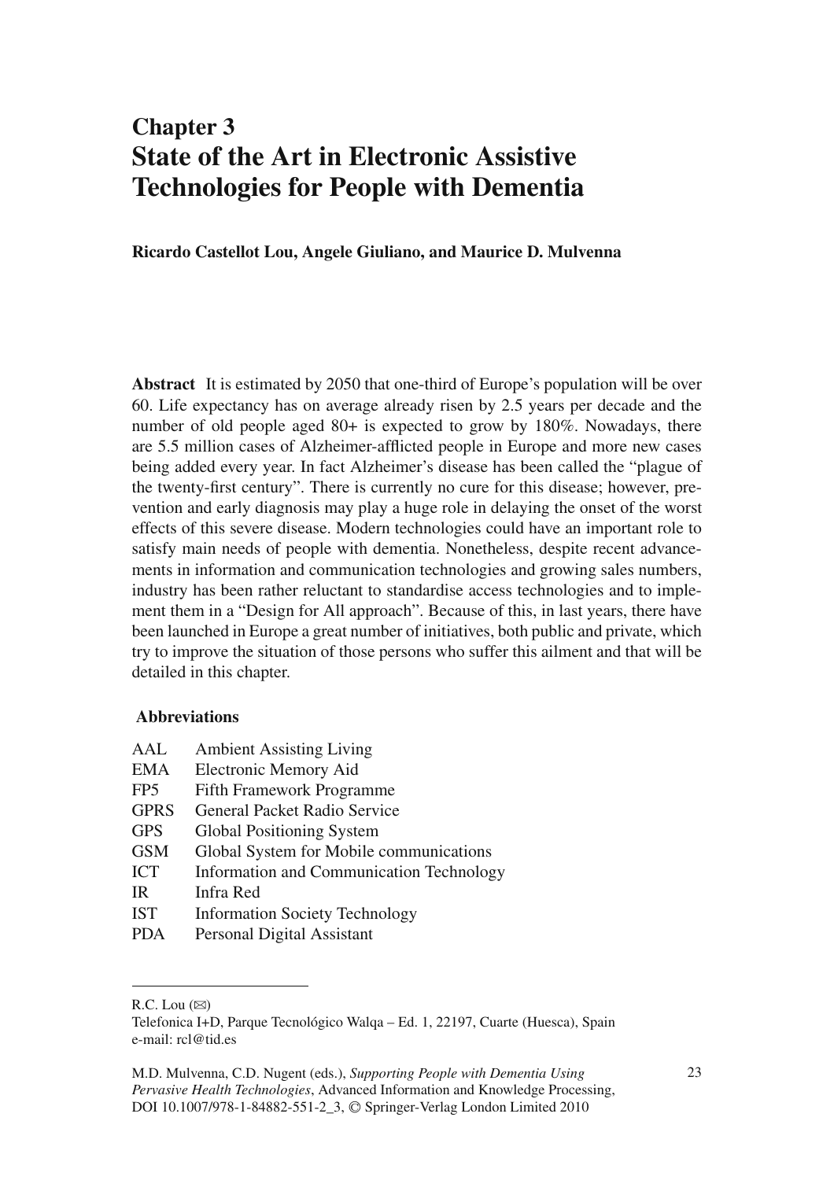# Chapter 3
# State of the Art in Electronic Assistive Technologies for People with Dementia

**Ricardo Castellot Lou, Angele Giuliano, and Maurice D. Mulvenna**

**Abstract** It is estimated by 2050 that one-third of Europe's population will be over 60. Life expectancy has on average already risen by 2.5 years per decade and the number of old people aged 80+ is expected to grow by 180%. Nowadays, there are 5.5 million cases of Alzheimer-afflicted people in Europe and more new cases being added every year. In fact Alzheimer's disease has been called the "plague of the twenty-first century". There is currently no cure for this disease; however, prevention and early diagnosis may play a huge role in delaying the onset of the worst effects of this severe disease. Modern technologies could have an important role to satisfy main needs of people with dementia. Nonetheless, despite recent advancements in information and communication technologies and growing sales numbers, industry has been rather reluctant to standardise access technologies and to implement them in a "Design for All approach". Because of this, in last years, there have been launched in Europe a great number of initiatives, both public and private, which try to improve the situation of those persons who suffer this ailment and that will be detailed in this chapter.

**Abbreviations**

| | |
|---|---|
| AAL | Ambient Assisting Living |
| EMA | Electronic Memory Aid |
| FP5 | Fifth Framework Programme |
| GPRS | General Packet Radio Service |
| GPS | Global Positioning System |
| GSM | Global System for Mobile communications |
| ICT | Information and Communication Technology |
| IR | Infra Red |
| IST | Information Society Technology |
| PDA | Personal Digital Assistant |

---

R.C. Lou (✉)
Telefonica I+D, Parque Tecnológico Walqa – Ed. 1, 22197, Cuarte (Huesca), Spain
e-mail: rcl@tid.es

M.D. Mulvenna, C.D. Nugent (eds.), *Supporting People with Dementia Using Pervasive Health Technologies*, Advanced Information and Knowledge Processing, DOI 10.1007/978-1-84882-551-2_3, © Springer-Verlag London Limited 2010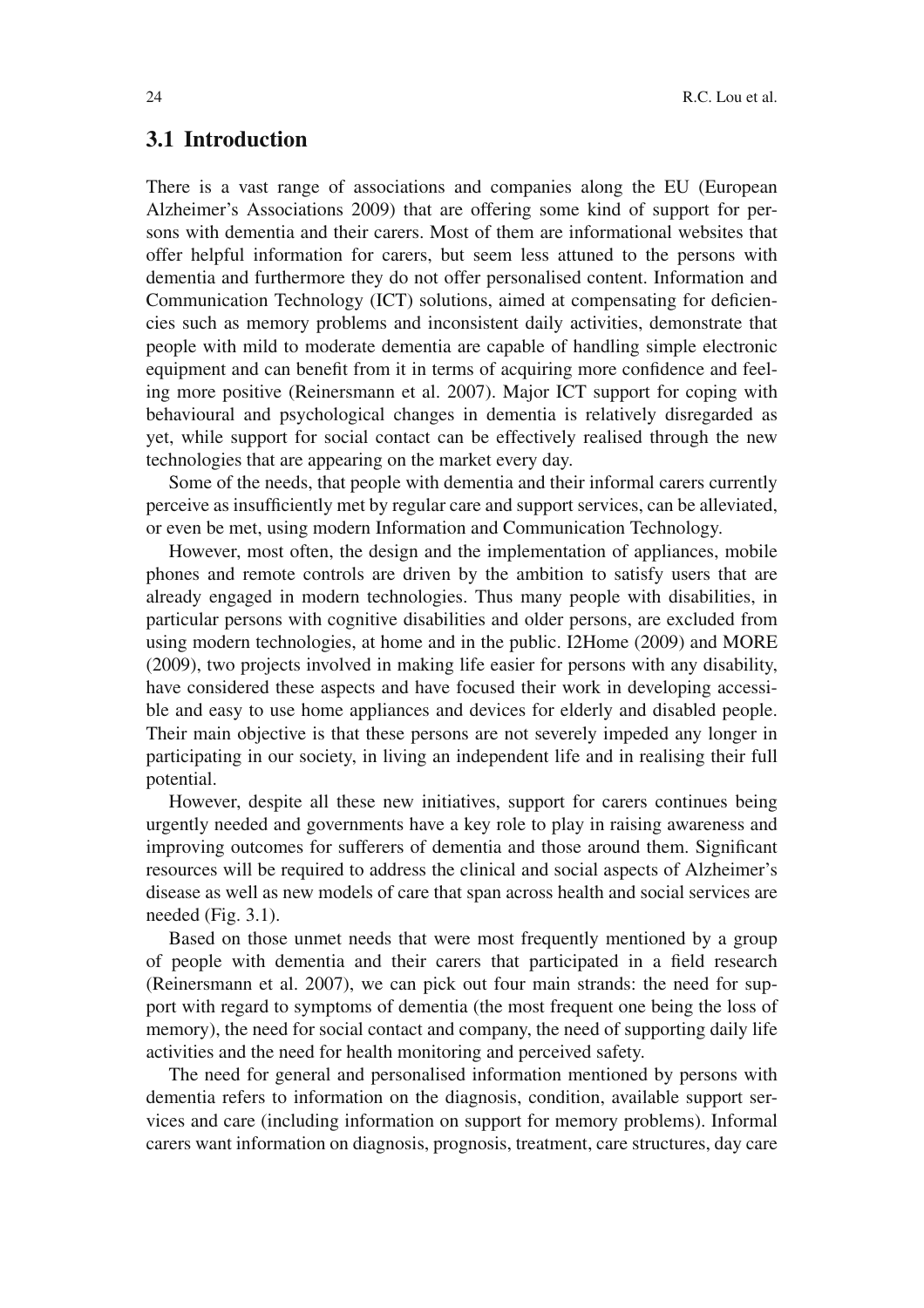## 3.1 Introduction

There is a vast range of associations and companies along the EU (European Alzheimer's Associations 2009) that are offering some kind of support for persons with dementia and their carers. Most of them are informational websites that offer helpful information for carers, but seem less attuned to the persons with dementia and furthermore they do not offer personalised content. Information and Communication Technology (ICT) solutions, aimed at compensating for deficiencies such as memory problems and inconsistent daily activities, demonstrate that people with mild to moderate dementia are capable of handling simple electronic equipment and can benefit from it in terms of acquiring more confidence and feeling more positive (Reinersmann et al. 2007). Major ICT support for coping with behavioural and psychological changes in dementia is relatively disregarded as yet, while support for social contact can be effectively realised through the new technologies that are appearing on the market every day.

Some of the needs, that people with dementia and their informal carers currently perceive as insufficiently met by regular care and support services, can be alleviated, or even be met, using modern Information and Communication Technology.

However, most often, the design and the implementation of appliances, mobile phones and remote controls are driven by the ambition to satisfy users that are already engaged in modern technologies. Thus many people with disabilities, in particular persons with cognitive disabilities and older persons, are excluded from using modern technologies, at home and in the public. I2Home (2009) and MORE (2009), two projects involved in making life easier for persons with any disability, have considered these aspects and have focused their work in developing accessible and easy to use home appliances and devices for elderly and disabled people. Their main objective is that these persons are not severely impeded any longer in participating in our society, in living an independent life and in realising their full potential.

However, despite all these new initiatives, support for carers continues being urgently needed and governments have a key role to play in raising awareness and improving outcomes for sufferers of dementia and those around them. Significant resources will be required to address the clinical and social aspects of Alzheimer's disease as well as new models of care that span across health and social services are needed (Fig. 3.1).

Based on those unmet needs that were most frequently mentioned by a group of people with dementia and their carers that participated in a field research (Reinersmann et al. 2007), we can pick out four main strands: the need for support with regard to symptoms of dementia (the most frequent one being the loss of memory), the need for social contact and company, the need of supporting daily life activities and the need for health monitoring and perceived safety.

The need for general and personalised information mentioned by persons with dementia refers to information on the diagnosis, condition, available support services and care (including information on support for memory problems). Informal carers want information on diagnosis, prognosis, treatment, care structures, day care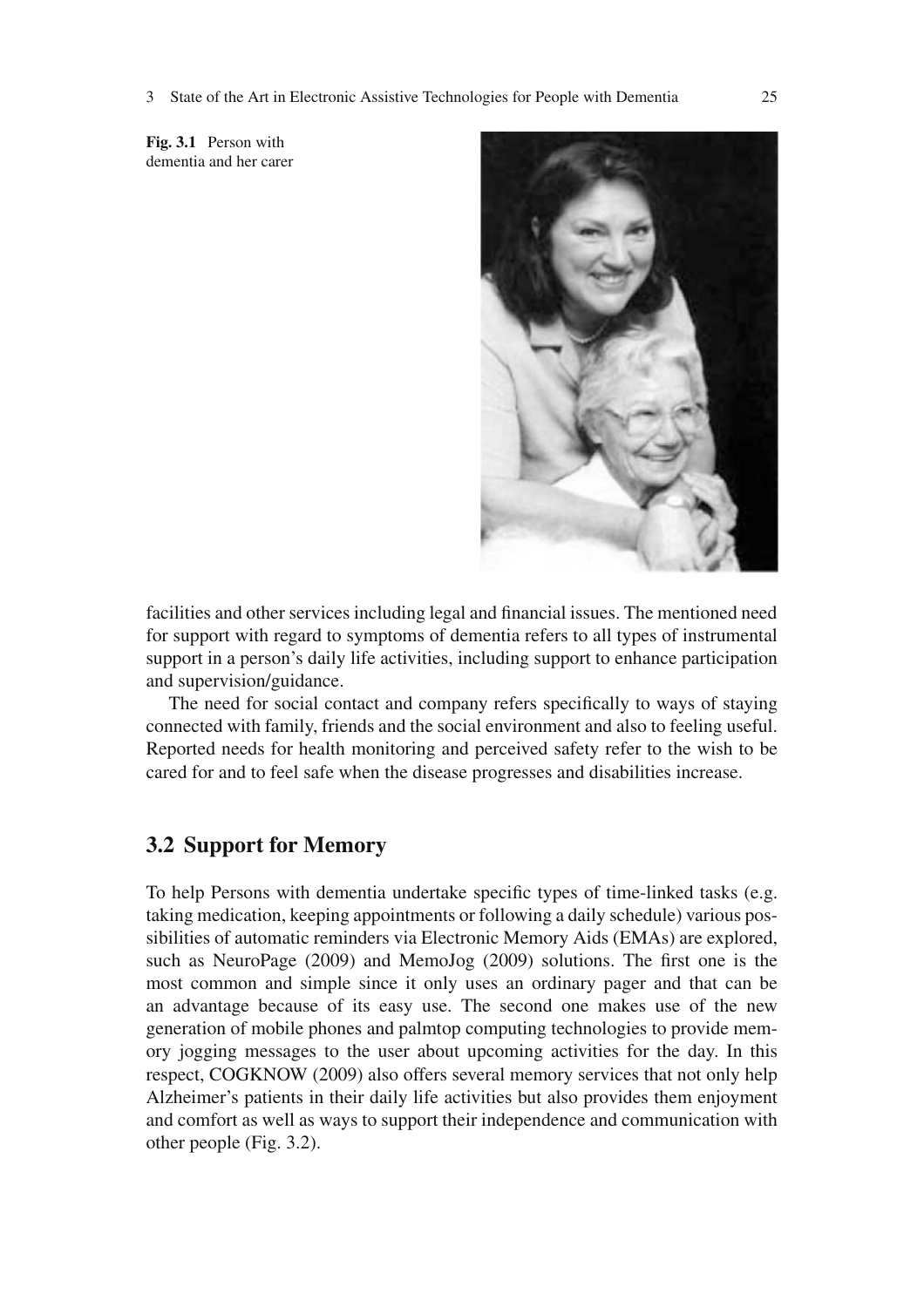Fig. 3.1 Person with dementia and her carer

facilities and other services including legal and financial issues. The mentioned need for support with regard to symptoms of dementia refers to all types of instrumental support in a person's daily life activities, including support to enhance participation and supervision/guidance.

The need for social contact and company refers specifically to ways of staying connected with family, friends and the social environment and also to feeling useful. Reported needs for health monitoring and perceived safety refer to the wish to be cared for and to feel safe when the disease progresses and disabilities increase.

## 3.2 Support for Memory

To help Persons with dementia undertake specific types of time-linked tasks (e.g. taking medication, keeping appointments or following a daily schedule) various possibilities of automatic reminders via Electronic Memory Aids (EMAs) are explored, such as NeuroPage (2009) and MemoJog (2009) solutions. The first one is the most common and simple since it only uses an ordinary pager and that can be an advantage because of its easy use. The second one makes use of the new generation of mobile phones and palmtop computing technologies to provide memory jogging messages to the user about upcoming activities for the day. In this respect, COGKNOW (2009) also offers several memory services that not only help Alzheimer's patients in their daily life activities but also provides them enjoyment and comfort as well as ways to support their independence and communication with other people (Fig. 3.2).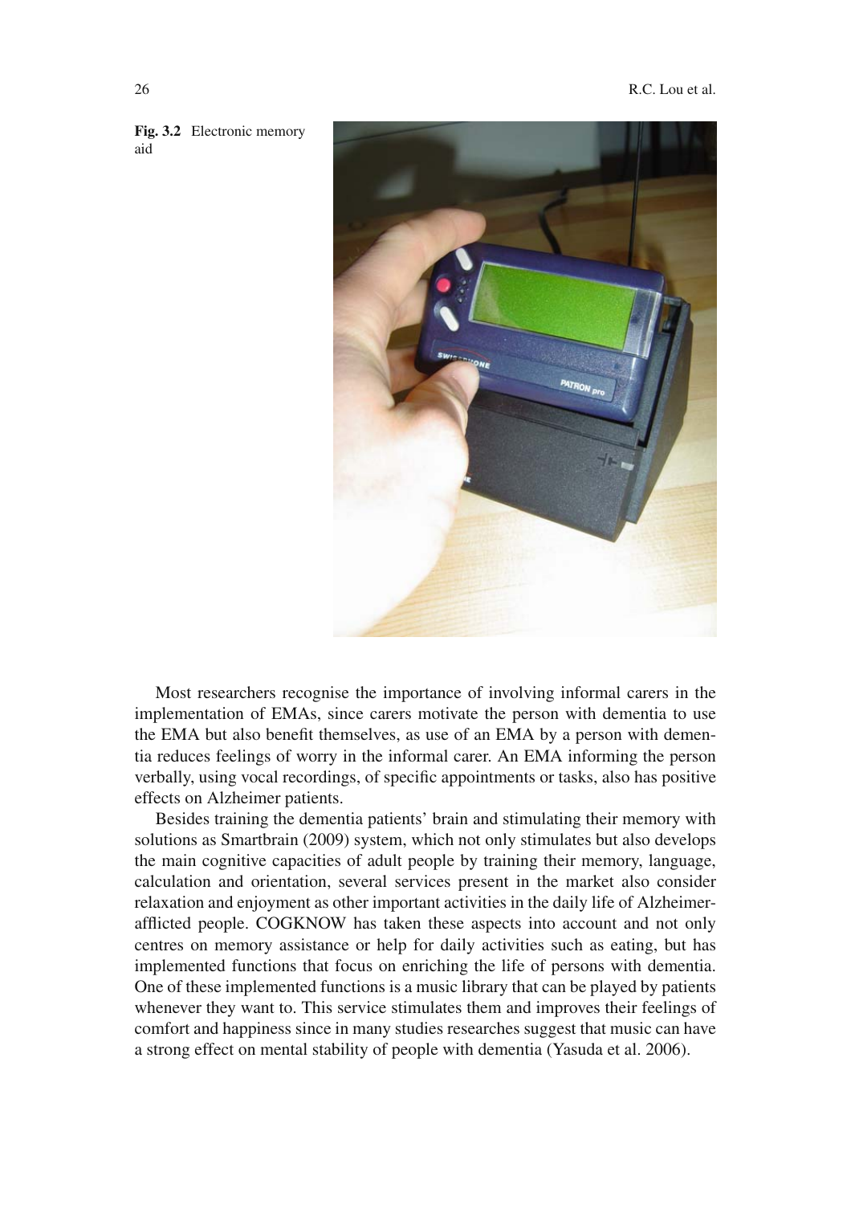Fig. 3.2 Electronic memory aid

Most researchers recognise the importance of involving informal carers in the implementation of EMAs, since carers motivate the person with dementia to use the EMA but also benefit themselves, as use of an EMA by a person with dementia reduces feelings of worry in the informal carer. An EMA informing the person verbally, using vocal recordings, of specific appointments or tasks, also has positive effects on Alzheimer patients.

Besides training the dementia patients' brain and stimulating their memory with solutions as Smartbrain (2009) system, which not only stimulates but also develops the main cognitive capacities of adult people by training their memory, language, calculation and orientation, several services present in the market also consider relaxation and enjoyment as other important activities in the daily life of Alzheimer-afflicted people. COGKNOW has taken these aspects into account and not only centres on memory assistance or help for daily activities such as eating, but has implemented functions that focus on enriching the life of persons with dementia. One of these implemented functions is a music library that can be played by patients whenever they want to. This service stimulates them and improves their feelings of comfort and happiness since in many studies researches suggest that music can have a strong effect on mental stability of people with dementia (Yasuda et al. 2006).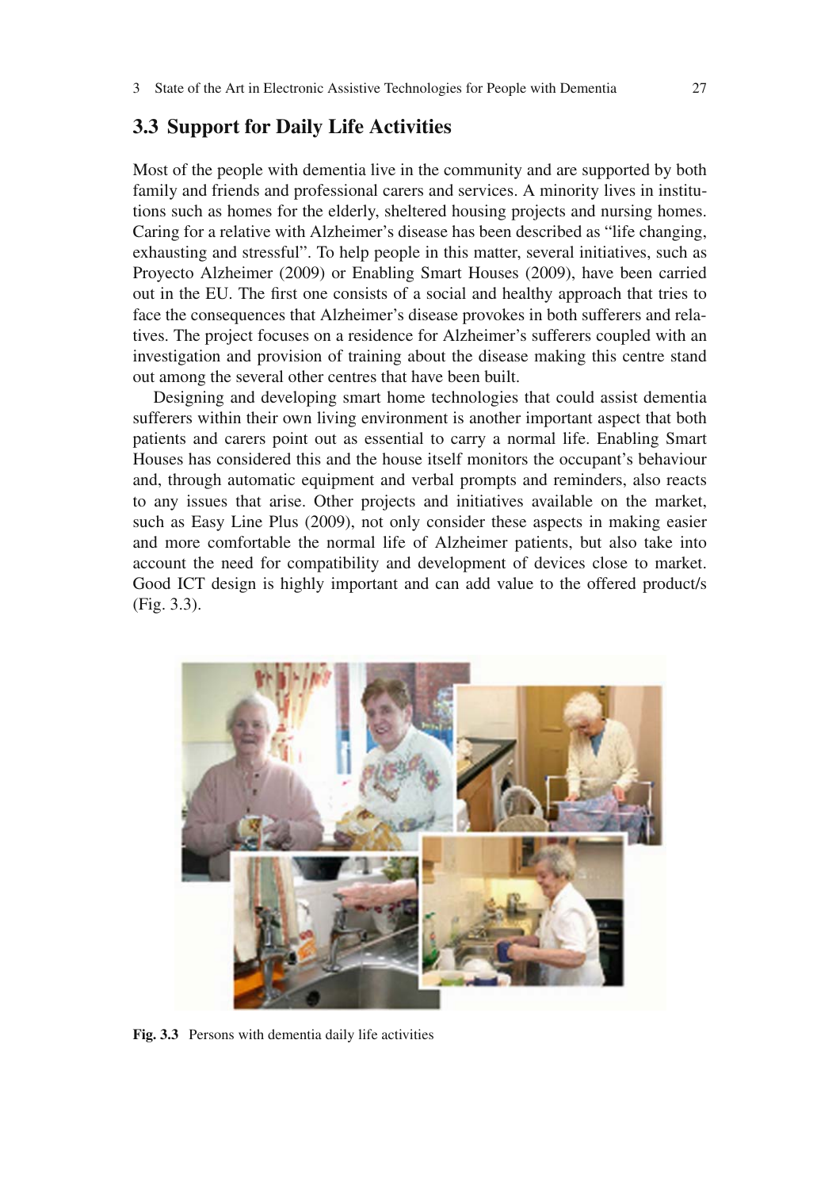## 3.3 Support for Daily Life Activities

Most of the people with dementia live in the community and are supported by both family and friends and professional carers and services. A minority lives in institutions such as homes for the elderly, sheltered housing projects and nursing homes. Caring for a relative with Alzheimer's disease has been described as "life changing, exhausting and stressful". To help people in this matter, several initiatives, such as Proyecto Alzheimer (2009) or Enabling Smart Houses (2009), have been carried out in the EU. The first one consists of a social and healthy approach that tries to face the consequences that Alzheimer's disease provokes in both sufferers and relatives. The project focuses on a residence for Alzheimer's sufferers coupled with an investigation and provision of training about the disease making this centre stand out among the several other centres that have been built.

Designing and developing smart home technologies that could assist dementia sufferers within their own living environment is another important aspect that both patients and carers point out as essential to carry a normal life. Enabling Smart Houses has considered this and the house itself monitors the occupant's behaviour and, through automatic equipment and verbal prompts and reminders, also reacts to any issues that arise. Other projects and initiatives available on the market, such as Easy Line Plus (2009), not only consider these aspects in making easier and more comfortable the normal life of Alzheimer patients, but also take into account the need for compatibility and development of devices close to market. Good ICT design is highly important and can add value to the offered product/s (Fig. 3.3).

**Fig. 3.3** Persons with dementia daily life activities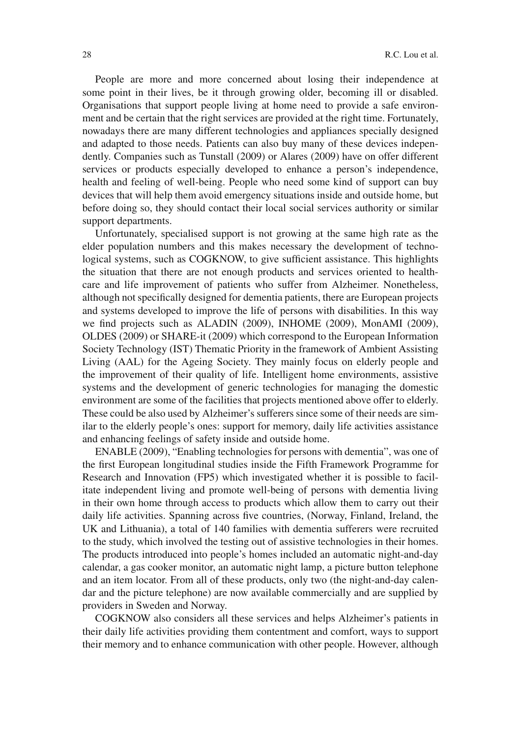People are more and more concerned about losing their independence at some point in their lives, be it through growing older, becoming ill or disabled. Organisations that support people living at home need to provide a safe environment and be certain that the right services are provided at the right time. Fortunately, nowadays there are many different technologies and appliances specially designed and adapted to those needs. Patients can also buy many of these devices independently. Companies such as Tunstall (2009) or Alares (2009) have on offer different services or products especially developed to enhance a person's independence, health and feeling of well-being. People who need some kind of support can buy devices that will help them avoid emergency situations inside and outside home, but before doing so, they should contact their local social services authority or similar support departments.

Unfortunately, specialised support is not growing at the same high rate as the elder population numbers and this makes necessary the development of technological systems, such as COGKNOW, to give sufficient assistance. This highlights the situation that there are not enough products and services oriented to healthcare and life improvement of patients who suffer from Alzheimer. Nonetheless, although not specifically designed for dementia patients, there are European projects and systems developed to improve the life of persons with disabilities. In this way we find projects such as ALADIN (2009), INHOME (2009), MonAMI (2009), OLDES (2009) or SHARE-it (2009) which correspond to the European Information Society Technology (IST) Thematic Priority in the framework of Ambient Assisting Living (AAL) for the Ageing Society. They mainly focus on elderly people and the improvement of their quality of life. Intelligent home environments, assistive systems and the development of generic technologies for managing the domestic environment are some of the facilities that projects mentioned above offer to elderly. These could be also used by Alzheimer's sufferers since some of their needs are similar to the elderly people's ones: support for memory, daily life activities assistance and enhancing feelings of safety inside and outside home.

ENABLE (2009), "Enabling technologies for persons with dementia", was one of the first European longitudinal studies inside the Fifth Framework Programme for Research and Innovation (FP5) which investigated whether it is possible to facilitate independent living and promote well-being of persons with dementia living in their own home through access to products which allow them to carry out their daily life activities. Spanning across five countries, (Norway, Finland, Ireland, the UK and Lithuania), a total of 140 families with dementia sufferers were recruited to the study, which involved the testing out of assistive technologies in their homes. The products introduced into people's homes included an automatic night-and-day calendar, a gas cooker monitor, an automatic night lamp, a picture button telephone and an item locator. From all of these products, only two (the night-and-day calendar and the picture telephone) are now available commercially and are supplied by providers in Sweden and Norway.

COGKNOW also considers all these services and helps Alzheimer's patients in their daily life activities providing them contentment and comfort, ways to support their memory and to enhance communication with other people. However, although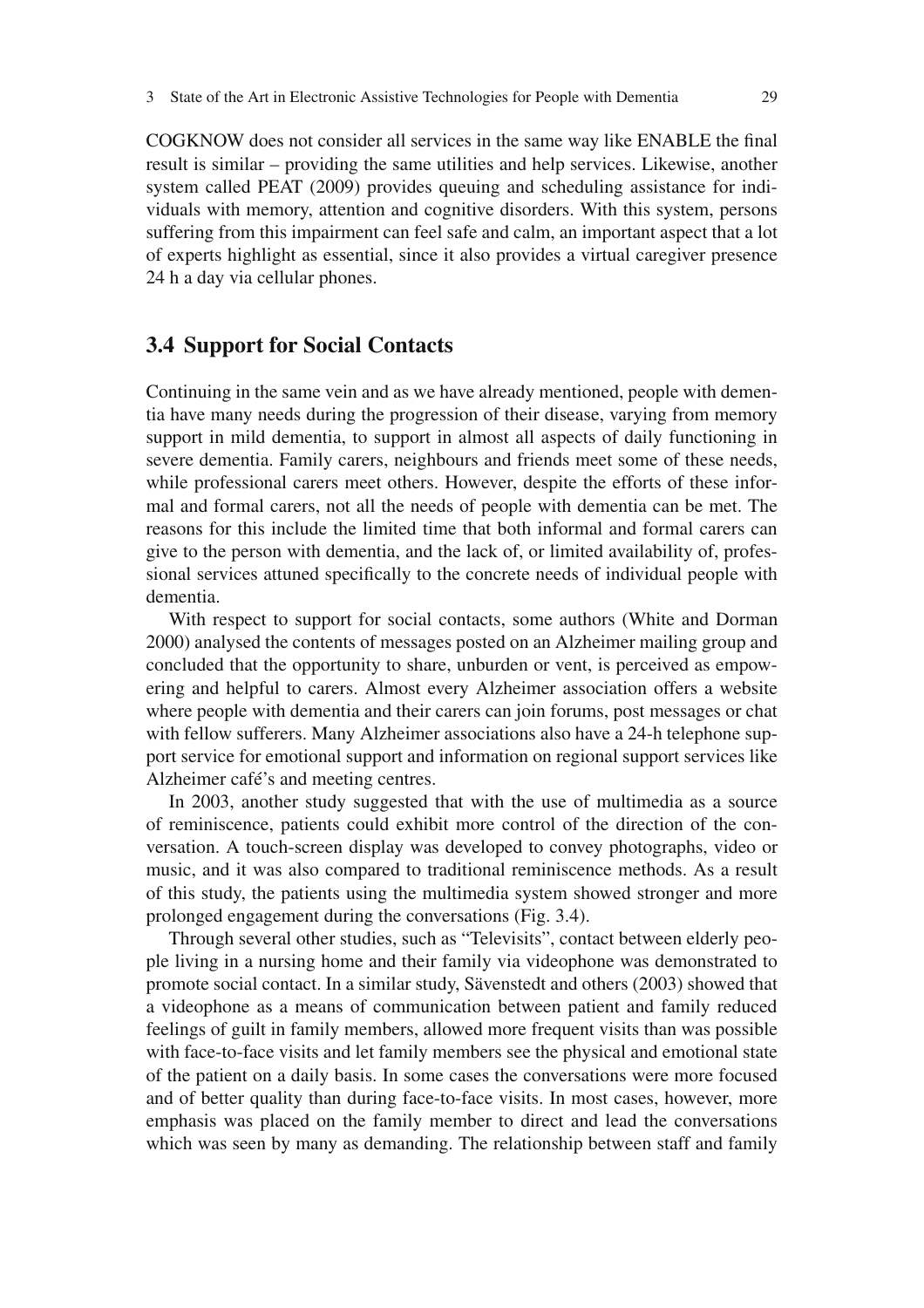COGKNOW does not consider all services in the same way like ENABLE the final result is similar – providing the same utilities and help services. Likewise, another system called PEAT (2009) provides queuing and scheduling assistance for individuals with memory, attention and cognitive disorders. With this system, persons suffering from this impairment can feel safe and calm, an important aspect that a lot of experts highlight as essential, since it also provides a virtual caregiver presence 24 h a day via cellular phones.

## 3.4 Support for Social Contacts

Continuing in the same vein and as we have already mentioned, people with dementia have many needs during the progression of their disease, varying from memory support in mild dementia, to support in almost all aspects of daily functioning in severe dementia. Family carers, neighbours and friends meet some of these needs, while professional carers meet others. However, despite the efforts of these informal and formal carers, not all the needs of people with dementia can be met. The reasons for this include the limited time that both informal and formal carers can give to the person with dementia, and the lack of, or limited availability of, professional services attuned specifically to the concrete needs of individual people with dementia.

With respect to support for social contacts, some authors (White and Dorman 2000) analysed the contents of messages posted on an Alzheimer mailing group and concluded that the opportunity to share, unburden or vent, is perceived as empowering and helpful to carers. Almost every Alzheimer association offers a website where people with dementia and their carers can join forums, post messages or chat with fellow sufferers. Many Alzheimer associations also have a 24-h telephone support service for emotional support and information on regional support services like Alzheimer café's and meeting centres.

In 2003, another study suggested that with the use of multimedia as a source of reminiscence, patients could exhibit more control of the direction of the conversation. A touch-screen display was developed to convey photographs, video or music, and it was also compared to traditional reminiscence methods. As a result of this study, the patients using the multimedia system showed stronger and more prolonged engagement during the conversations (Fig. 3.4).

Through several other studies, such as "Televisits", contact between elderly people living in a nursing home and their family via videophone was demonstrated to promote social contact. In a similar study, Sävenstedt and others (2003) showed that a videophone as a means of communication between patient and family reduced feelings of guilt in family members, allowed more frequent visits than was possible with face-to-face visits and let family members see the physical and emotional state of the patient on a daily basis. In some cases the conversations were more focused and of better quality than during face-to-face visits. In most cases, however, more emphasis was placed on the family member to direct and lead the conversations which was seen by many as demanding. The relationship between staff and family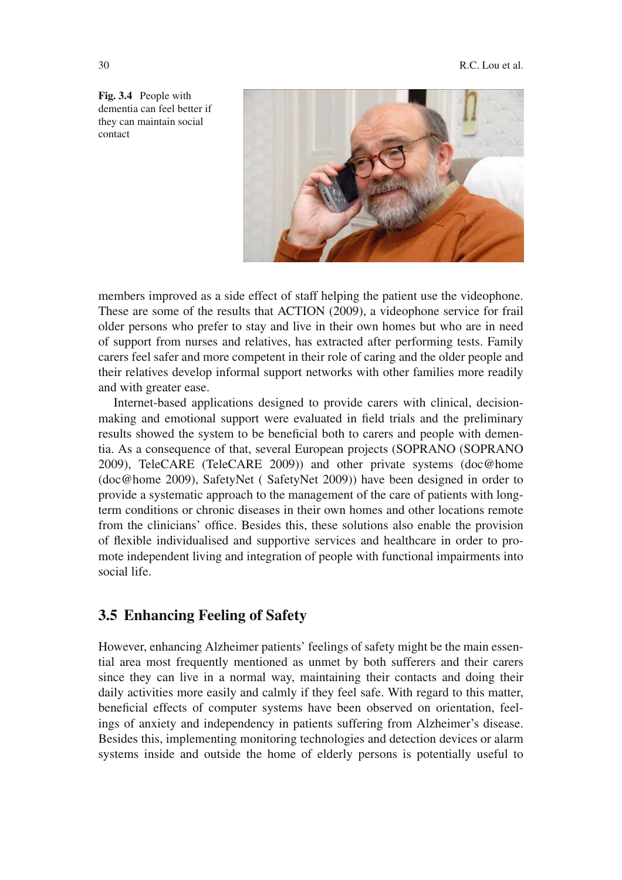Fig. 3.4 People with dementia can feel better if they can maintain social contact

members improved as a side effect of staff helping the patient use the videophone. These are some of the results that ACTION (2009), a videophone service for frail older persons who prefer to stay and live in their own homes but who are in need of support from nurses and relatives, has extracted after performing tests. Family carers feel safer and more competent in their role of caring and the older people and their relatives develop informal support networks with other families more readily and with greater ease.

Internet-based applications designed to provide carers with clinical, decision-making and emotional support were evaluated in field trials and the preliminary results showed the system to be beneficial both to carers and people with dementia. As a consequence of that, several European projects (SOPRANO (SOPRANO 2009), TeleCARE (TeleCARE 2009)) and other private systems (doc@home (doc@home 2009), SafetyNet ( SafetyNet 2009)) have been designed in order to provide a systematic approach to the management of the care of patients with long-term conditions or chronic diseases in their own homes and other locations remote from the clinicians' office. Besides this, these solutions also enable the provision of flexible individualised and supportive services and healthcare in order to promote independent living and integration of people with functional impairments into social life.

## 3.5 Enhancing Feeling of Safety

However, enhancing Alzheimer patients' feelings of safety might be the main essential area most frequently mentioned as unmet by both sufferers and their carers since they can live in a normal way, maintaining their contacts and doing their daily activities more easily and calmly if they feel safe. With regard to this matter, beneficial effects of computer systems have been observed on orientation, feelings of anxiety and independency in patients suffering from Alzheimer's disease. Besides this, implementing monitoring technologies and detection devices or alarm systems inside and outside the home of elderly persons is potentially useful to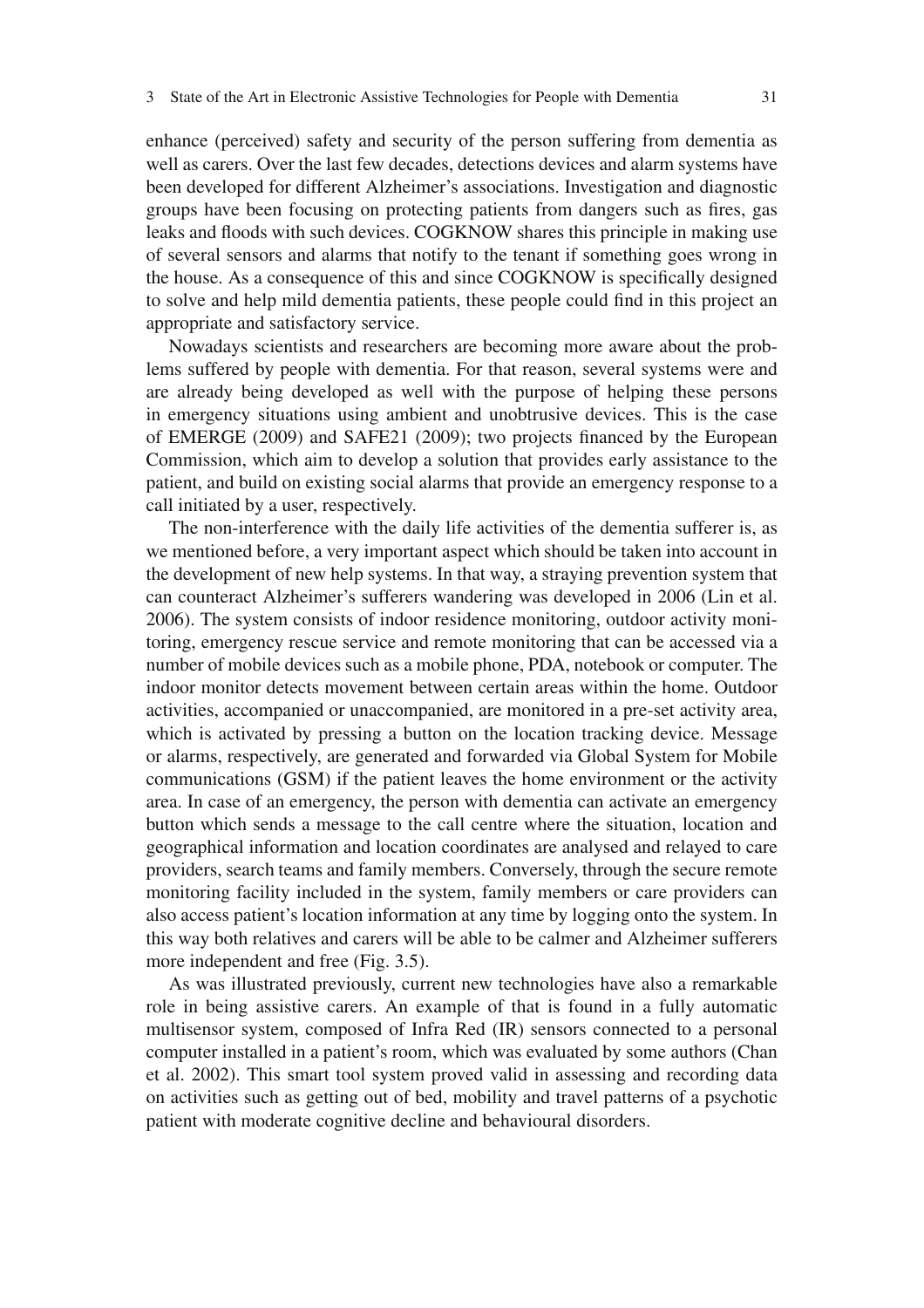enhance (perceived) safety and security of the person suffering from dementia as well as carers. Over the last few decades, detections devices and alarm systems have been developed for different Alzheimer's associations. Investigation and diagnostic groups have been focusing on protecting patients from dangers such as fires, gas leaks and floods with such devices. COGKNOW shares this principle in making use of several sensors and alarms that notify to the tenant if something goes wrong in the house. As a consequence of this and since COGKNOW is specifically designed to solve and help mild dementia patients, these people could find in this project an appropriate and satisfactory service.

Nowadays scientists and researchers are becoming more aware about the problems suffered by people with dementia. For that reason, several systems were and are already being developed as well with the purpose of helping these persons in emergency situations using ambient and unobtrusive devices. This is the case of EMERGE (2009) and SAFE21 (2009); two projects financed by the European Commission, which aim to develop a solution that provides early assistance to the patient, and build on existing social alarms that provide an emergency response to a call initiated by a user, respectively.

The non-interference with the daily life activities of the dementia sufferer is, as we mentioned before, a very important aspect which should be taken into account in the development of new help systems. In that way, a straying prevention system that can counteract Alzheimer's sufferers wandering was developed in 2006 (Lin et al. 2006). The system consists of indoor residence monitoring, outdoor activity monitoring, emergency rescue service and remote monitoring that can be accessed via a number of mobile devices such as a mobile phone, PDA, notebook or computer. The indoor monitor detects movement between certain areas within the home. Outdoor activities, accompanied or unaccompanied, are monitored in a pre-set activity area, which is activated by pressing a button on the location tracking device. Message or alarms, respectively, are generated and forwarded via Global System for Mobile communications (GSM) if the patient leaves the home environment or the activity area. In case of an emergency, the person with dementia can activate an emergency button which sends a message to the call centre where the situation, location and geographical information and location coordinates are analysed and relayed to care providers, search teams and family members. Conversely, through the secure remote monitoring facility included in the system, family members or care providers can also access patient's location information at any time by logging onto the system. In this way both relatives and carers will be able to be calmer and Alzheimer sufferers more independent and free (Fig. 3.5).

As was illustrated previously, current new technologies have also a remarkable role in being assistive carers. An example of that is found in a fully automatic multisensor system, composed of Infra Red (IR) sensors connected to a personal computer installed in a patient's room, which was evaluated by some authors (Chan et al. 2002). This smart tool system proved valid in assessing and recording data on activities such as getting out of bed, mobility and travel patterns of a psychotic patient with moderate cognitive decline and behavioural disorders.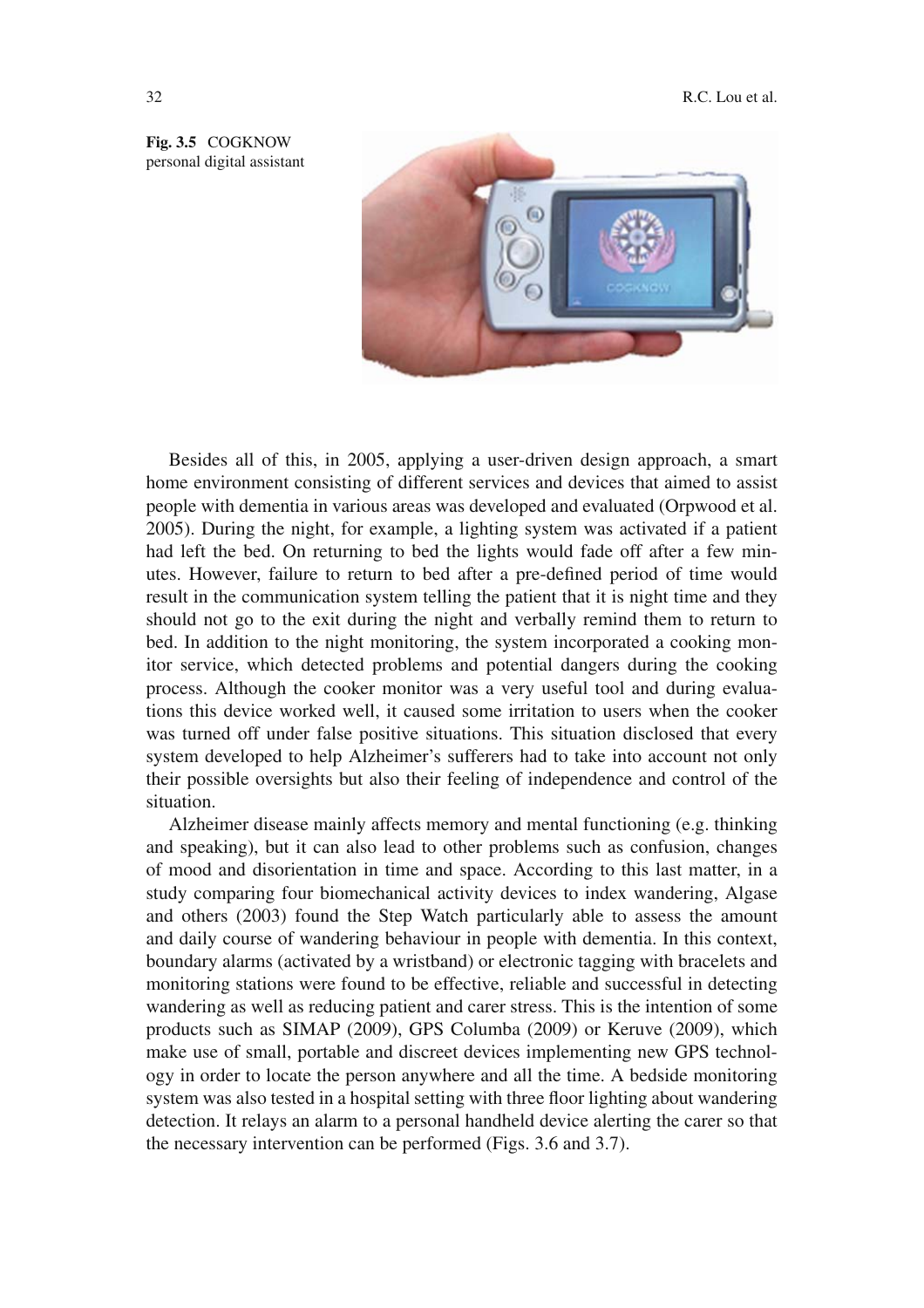**Fig. 3.5** COGKNOW personal digital assistant

Besides all of this, in 2005, applying a user-driven design approach, a smart home environment consisting of different services and devices that aimed to assist people with dementia in various areas was developed and evaluated (Orpwood et al. 2005). During the night, for example, a lighting system was activated if a patient had left the bed. On returning to bed the lights would fade off after a few minutes. However, failure to return to bed after a pre-defined period of time would result in the communication system telling the patient that it is night time and they should not go to the exit during the night and verbally remind them to return to bed. In addition to the night monitoring, the system incorporated a cooking monitor service, which detected problems and potential dangers during the cooking process. Although the cooker monitor was a very useful tool and during evaluations this device worked well, it caused some irritation to users when the cooker was turned off under false positive situations. This situation disclosed that every system developed to help Alzheimer's sufferers had to take into account not only their possible oversights but also their feeling of independence and control of the situation.

Alzheimer disease mainly affects memory and mental functioning (e.g. thinking and speaking), but it can also lead to other problems such as confusion, changes of mood and disorientation in time and space. According to this last matter, in a study comparing four biomechanical activity devices to index wandering, Algase and others (2003) found the Step Watch particularly able to assess the amount and daily course of wandering behaviour in people with dementia. In this context, boundary alarms (activated by a wristband) or electronic tagging with bracelets and monitoring stations were found to be effective, reliable and successful in detecting wandering as well as reducing patient and carer stress. This is the intention of some products such as SIMAP (2009), GPS Columba (2009) or Keruve (2009), which make use of small, portable and discreet devices implementing new GPS technology in order to locate the person anywhere and all the time. A bedside monitoring system was also tested in a hospital setting with three floor lighting about wandering detection. It relays an alarm to a personal handheld device alerting the carer so that the necessary intervention can be performed (Figs. 3.6 and 3.7).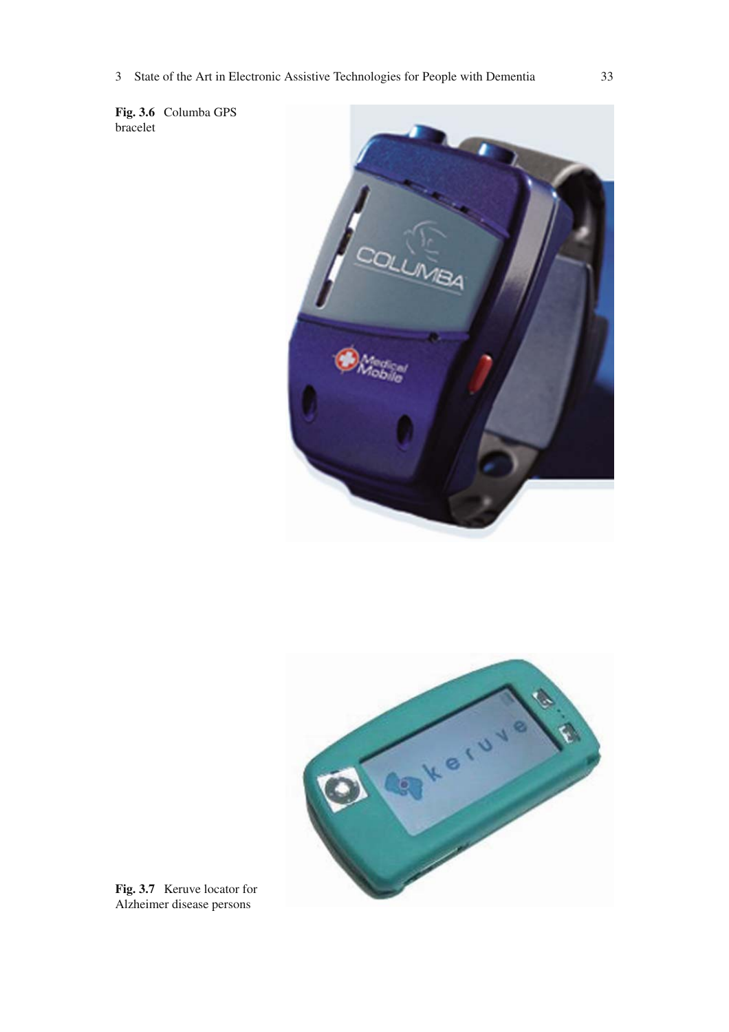**Fig. 3.6** Columba GPS bracelet

**Fig. 3.7** Keruve locator for Alzheimer disease persons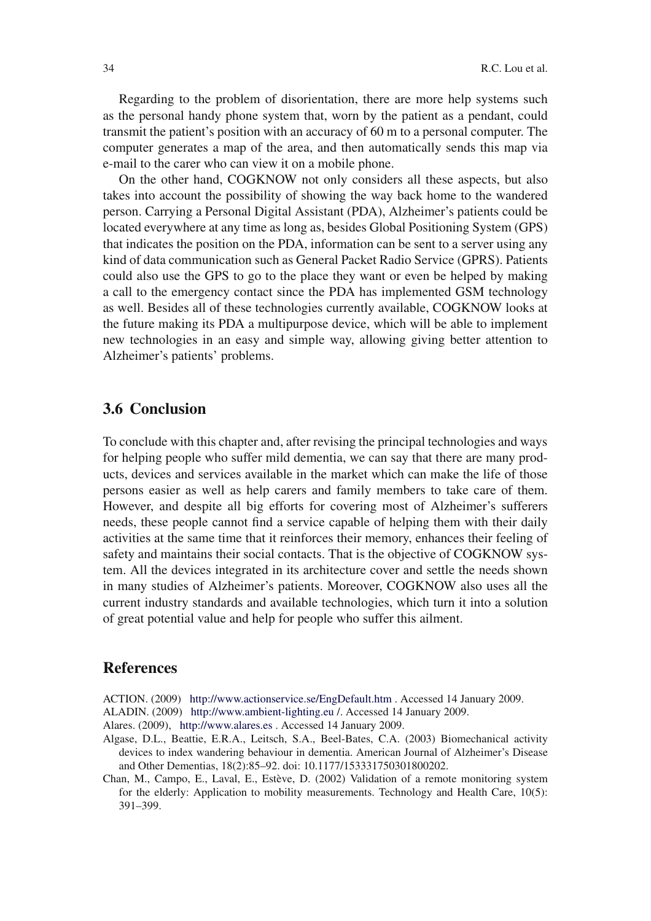Regarding to the problem of disorientation, there are more help systems such as the personal handy phone system that, worn by the patient as a pendant, could transmit the patient's position with an accuracy of 60 m to a personal computer. The computer generates a map of the area, and then automatically sends this map via e-mail to the carer who can view it on a mobile phone.

On the other hand, COGKNOW not only considers all these aspects, but also takes into account the possibility of showing the way back home to the wandered person. Carrying a Personal Digital Assistant (PDA), Alzheimer's patients could be located everywhere at any time as long as, besides Global Positioning System (GPS) that indicates the position on the PDA, information can be sent to a server using any kind of data communication such as General Packet Radio Service (GPRS). Patients could also use the GPS to go to the place they want or even be helped by making a call to the emergency contact since the PDA has implemented GSM technology as well. Besides all of these technologies currently available, COGKNOW looks at the future making its PDA a multipurpose device, which will be able to implement new technologies in an easy and simple way, allowing giving better attention to Alzheimer's patients' problems.

## 3.6 Conclusion

To conclude with this chapter and, after revising the principal technologies and ways for helping people who suffer mild dementia, we can say that there are many products, devices and services available in the market which can make the life of those persons easier as well as help carers and family members to take care of them. However, and despite all big efforts for covering most of Alzheimer's sufferers needs, these people cannot find a service capable of helping them with their daily activities at the same time that it reinforces their memory, enhances their feeling of safety and maintains their social contacts. That is the objective of COGKNOW system. All the devices integrated in its architecture cover and settle the needs shown in many studies of Alzheimer's patients. Moreover, COGKNOW also uses all the current industry standards and available technologies, which turn it into a solution of great potential value and help for people who suffer this ailment.

## References

ACTION. (2009) http://www.actionservice.se/EngDefault.htm . Accessed 14 January 2009.

ALADIN. (2009) http://www.ambient-lighting.eu /. Accessed 14 January 2009.

Alares. (2009), http://www.alares.es . Accessed 14 January 2009.

Algase, D.L., Beattie, E.R.A., Leitsch, S.A., Beel-Bates, C.A. (2003) Biomechanical activity devices to index wandering behaviour in dementia. American Journal of Alzheimer's Disease and Other Dementias, 18(2):85–92. doi: 10.1177/153331750301800202.

Chan, M., Campo, E., Laval, E., Estève, D. (2002) Validation of a remote monitoring system for the elderly: Application to mobility measurements. Technology and Health Care, 10(5): 391–399.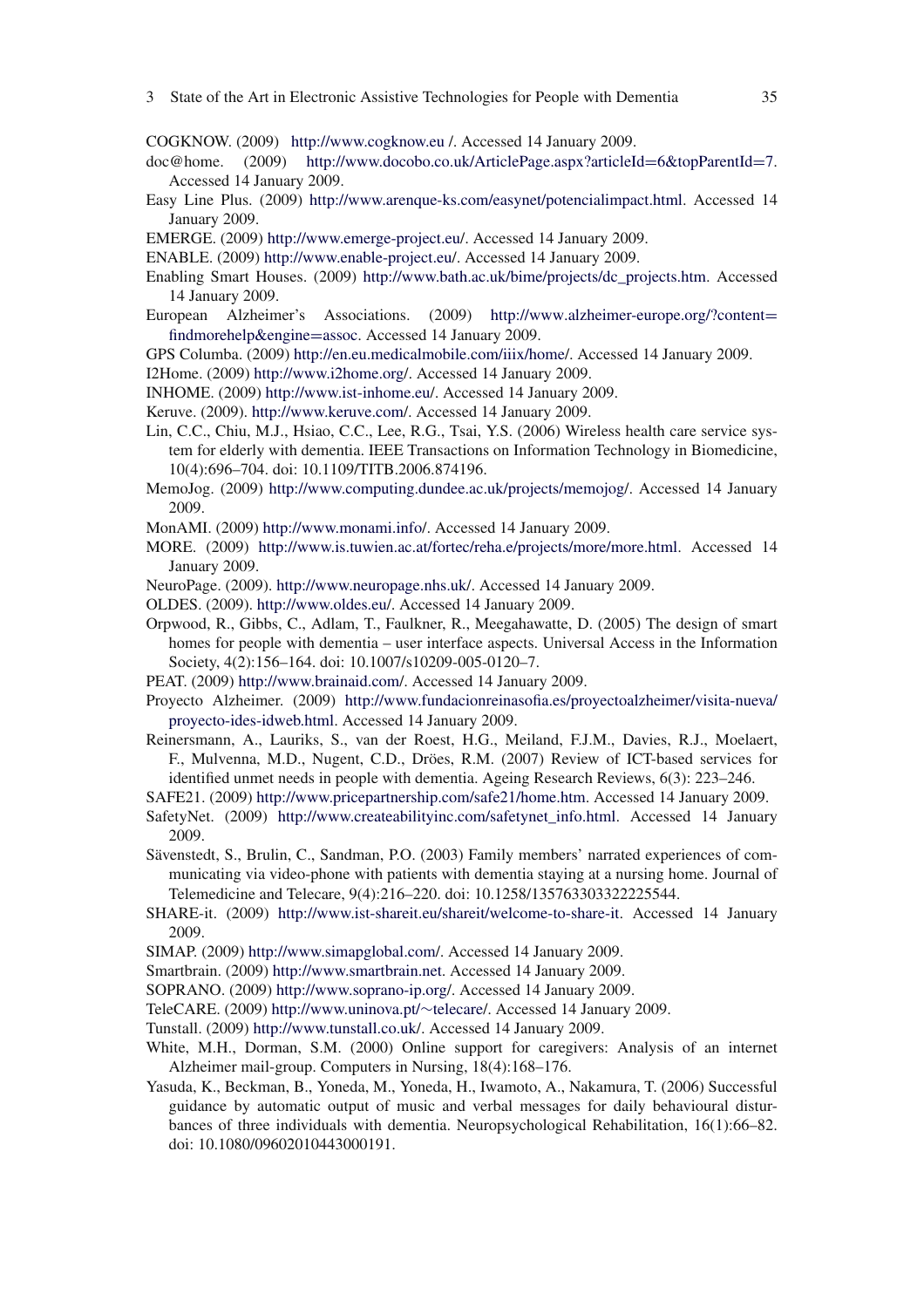COGKNOW. (2009) http://www.cogknow.eu /. Accessed 14 January 2009.

doc@home. (2009) http://www.docobo.co.uk/ArticlePage.aspx?articleId=6&topParentId=7. Accessed 14 January 2009.

Easy Line Plus. (2009) http://www.arenque-ks.com/easynet/potencialimpact.html. Accessed 14 January 2009.

EMERGE. (2009) http://www.emerge-project.eu/. Accessed 14 January 2009.

ENABLE. (2009) http://www.enable-project.eu/. Accessed 14 January 2009.

Enabling Smart Houses. (2009) http://www.bath.ac.uk/bime/projects/dc_projects.htm. Accessed 14 January 2009.

European Alzheimer's Associations. (2009) http://www.alzheimer-europe.org/?content=findmorehelp&engine=assoc. Accessed 14 January 2009.

GPS Columba. (2009) http://en.eu.medicalmobile.com/iiix/home/. Accessed 14 January 2009.

I2Home. (2009) http://www.i2home.org/. Accessed 14 January 2009.

INHOME. (2009) http://www.ist-inhome.eu/. Accessed 14 January 2009.

Keruve. (2009). http://www.keruve.com/. Accessed 14 January 2009.

Lin, C.C., Chiu, M.J., Hsiao, C.C., Lee, R.G., Tsai, Y.S. (2006) Wireless health care service system for elderly with dementia. IEEE Transactions on Information Technology in Biomedicine, 10(4):696–704. doi: 10.1109/TITB.2006.874196.

MemoJog. (2009) http://www.computing.dundee.ac.uk/projects/memojog/. Accessed 14 January 2009.

MonAMI. (2009) http://www.monami.info/. Accessed 14 January 2009.

MORE. (2009) http://www.is.tuwien.ac.at/fortec/reha.e/projects/more/more.html. Accessed 14 January 2009.

NeuroPage. (2009). http://www.neuropage.nhs.uk/. Accessed 14 January 2009.

OLDES. (2009). http://www.oldes.eu/. Accessed 14 January 2009.

Orpwood, R., Gibbs, C., Adlam, T., Faulkner, R., Meegahawatte, D. (2005) The design of smart homes for people with dementia – user interface aspects. Universal Access in the Information Society, 4(2):156–164. doi: 10.1007/s10209-005-0120–7.

PEAT. (2009) http://www.brainaid.com/. Accessed 14 January 2009.

Proyecto Alzheimer. (2009) http://www.fundacionreinasofia.es/proyectoalzheimer/visita-nueva/proyecto-ides-idweb.html. Accessed 14 January 2009.

Reinersmann, A., Lauriks, S., van der Roest, H.G., Meiland, F.J.M., Davies, R.J., Moelaert, F., Mulvenna, M.D., Nugent, C.D., Dröes, R.M. (2007) Review of ICT-based services for identified unmet needs in people with dementia. Ageing Research Reviews, 6(3): 223–246.

SAFE21. (2009) http://www.pricepartnership.com/safe21/home.htm. Accessed 14 January 2009.

SafetyNet. (2009) http://www.createabilityinc.com/safetynet_info.html. Accessed 14 January 2009.

Sävenstedt, S., Brulin, C., Sandman, P.O. (2003) Family members' narrated experiences of communicating via video-phone with patients with dementia staying at a nursing home. Journal of Telemedicine and Telecare, 9(4):216–220. doi: 10.1258/135763303322225544.

SHARE-it. (2009) http://www.ist-shareit.eu/shareit/welcome-to-share-it. Accessed 14 January 2009.

SIMAP. (2009) http://www.simapglobal.com/. Accessed 14 January 2009.

Smartbrain. (2009) http://www.smartbrain.net. Accessed 14 January 2009.

SOPRANO. (2009) http://www.soprano-ip.org/. Accessed 14 January 2009.

TeleCARE. (2009) http://www.uninova.pt/~telecare/. Accessed 14 January 2009.

Tunstall. (2009) http://www.tunstall.co.uk/. Accessed 14 January 2009.

White, M.H., Dorman, S.M. (2000) Online support for caregivers: Analysis of an internet Alzheimer mail-group. Computers in Nursing, 18(4):168–176.

Yasuda, K., Beckman, B., Yoneda, M., Yoneda, H., Iwamoto, A., Nakamura, T. (2006) Successful guidance by automatic output of music and verbal messages for daily behavioural disturbances of three individuals with dementia. Neuropsychological Rehabilitation, 16(1):66–82. doi: 10.1080/09602010443000191.